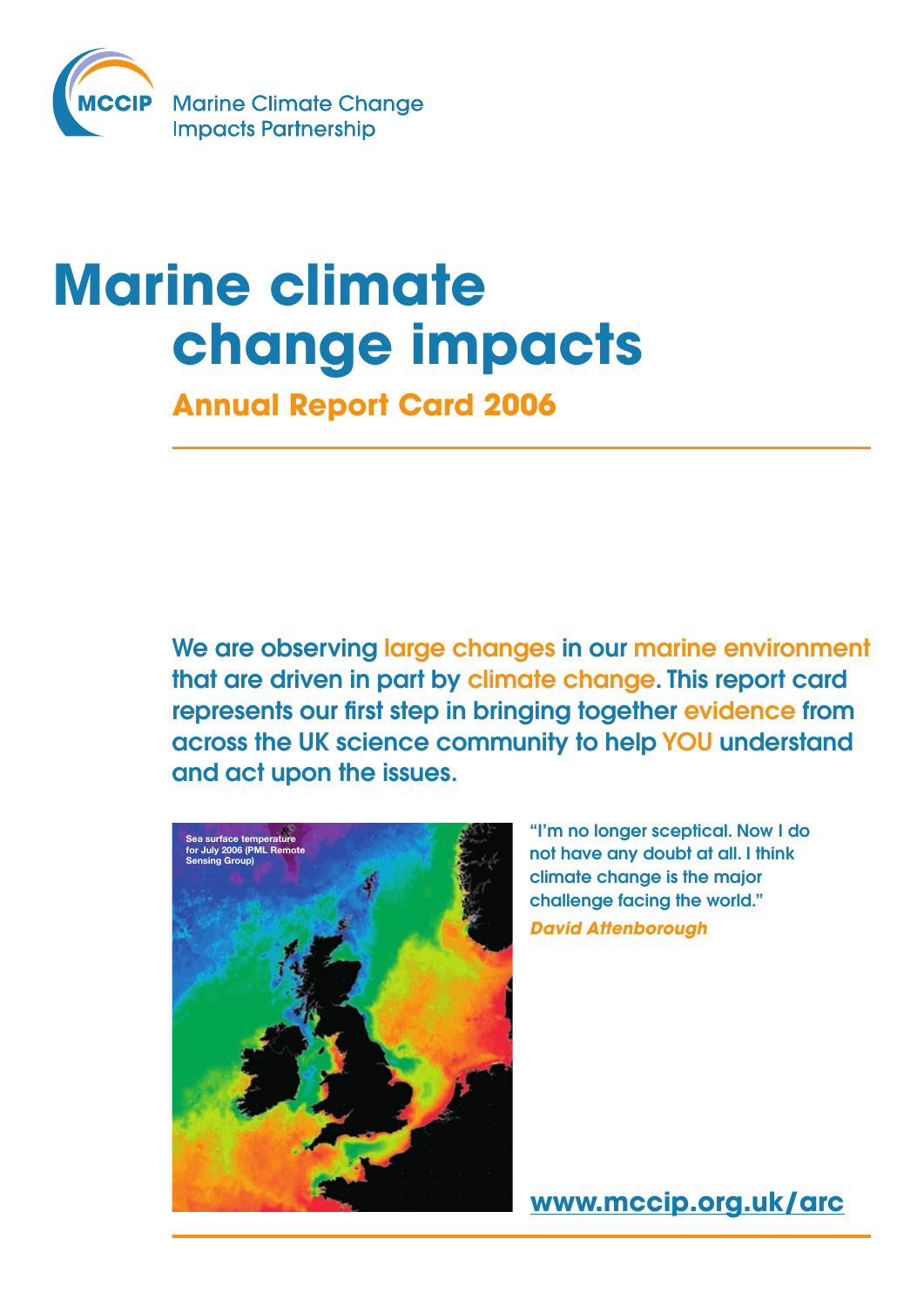MCCIP Marine Climate Change Impacts Partnership

# Marine climate change impacts

## Annual Report Card 2006

**We are observing large changes in our marine environment that are driven in part by climate change. This report card represents our first step in bringing together evidence from across the UK science community to help YOU understand and act upon the issues.**

Sea surface temperature for July 2006 (PML Remote Sensing Group)

"I'm no longer sceptical. Now I do not have any doubt at all. I think climate change is the major challenge facing the world."

***David Attenborough***

**www.mccip.org.uk/arc**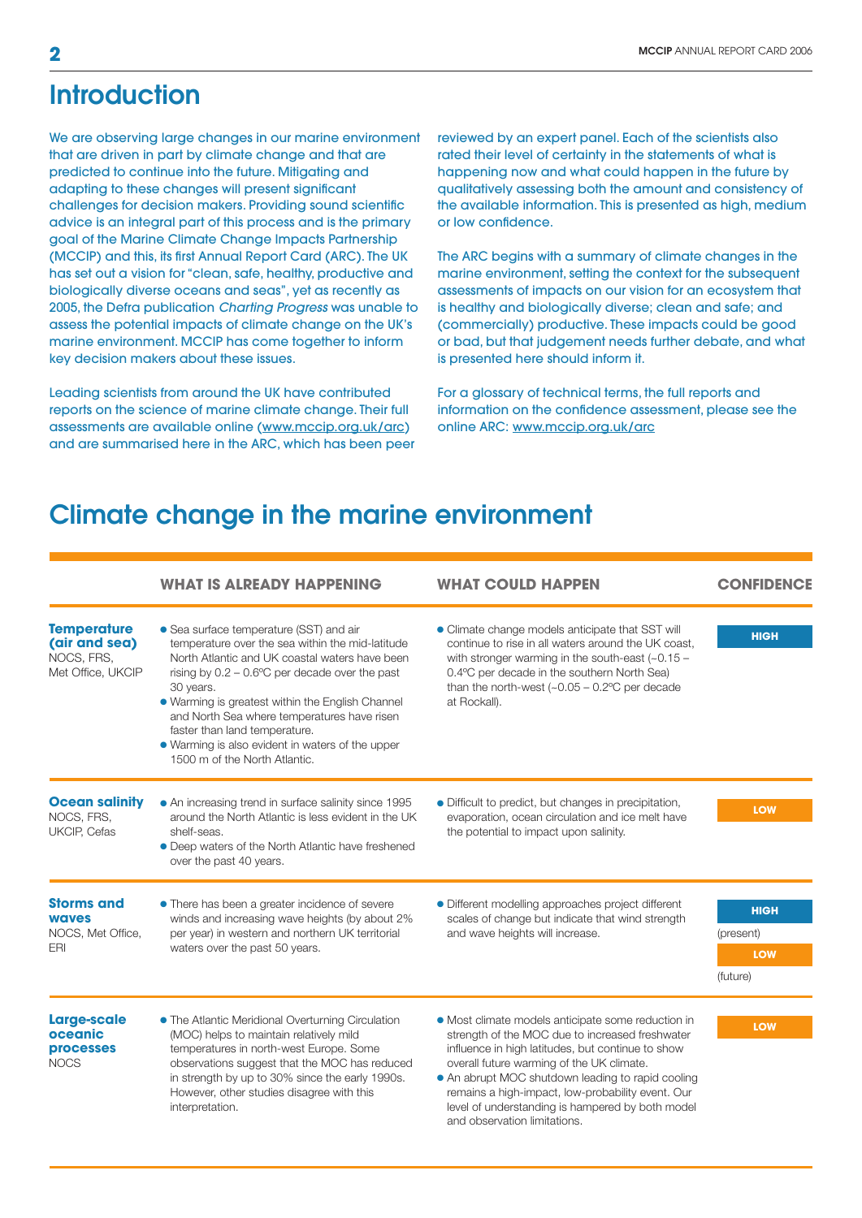# Introduction

We are observing large changes in our marine environment that are driven in part by climate change and that are predicted to continue into the future. Mitigating and adapting to these changes will present significant challenges for decision makers. Providing sound scientific advice is an integral part of this process and is the primary goal of the Marine Climate Change Impacts Partnership (MCCIP) and this, its first Annual Report Card (ARC). The UK has set out a vision for "clean, safe, healthy, productive and biologically diverse oceans and seas", yet as recently as 2005, the Defra publication *Charting Progress* was unable to assess the potential impacts of climate change on the UK's marine environment. MCCIP has come together to inform key decision makers about these issues.

Leading scientists from around the UK have contributed reports on the science of marine climate change. Their full assessments are available online (www.mccip.org.uk/arc) and are summarised here in the ARC, which has been peer reviewed by an expert panel. Each of the scientists also rated their level of certainty in the statements of what is happening now and what could happen in the future by qualitatively assessing both the amount and consistency of the available information. This is presented as high, medium or low confidence.

The ARC begins with a summary of climate changes in the marine environment, setting the context for the subsequent assessments of impacts on our vision for an ecosystem that is healthy and biologically diverse; clean and safe; and (commercially) productive. These impacts could be good or bad, but that judgement needs further debate, and what is presented here should inform it.

For a glossary of technical terms, the full reports and information on the confidence assessment, please see the online ARC: www.mccip.org.uk/arc

# Climate change in the marine environment

| | WHAT IS ALREADY HAPPENING | WHAT COULD HAPPEN | CONFIDENCE |
|---|---|---|---|
| **Temperature (air and sea)** NOCS, FRS, Met Office, UKCIP | • Sea surface temperature (SST) and air temperature over the sea within the mid-latitude North Atlantic and UK coastal waters have been rising by 0.2 – 0.6ºC per decade over the past 30 years.<br>• Warming is greatest within the English Channel and North Sea where temperatures have risen faster than land temperature.<br>• Warming is also evident in waters of the upper 1500 m of the North Atlantic. | • Climate change models anticipate that SST will continue to rise in all waters around the UK coast, with stronger warming in the south-east (~0.15 – 0.4ºC per decade in the southern North Sea) than the north-west (~0.05 – 0.2ºC per decade at Rockall). | HIGH |
| **Ocean salinity** NOCS, FRS, UKCIP, Cefas | • An increasing trend in surface salinity since 1995 around the North Atlantic is less evident in the UK shelf-seas.<br>• Deep waters of the North Atlantic have freshened over the past 40 years. | • Difficult to predict, but changes in precipitation, evaporation, ocean circulation and ice melt have the potential to impact upon salinity. | LOW |
| **Storms and waves** NOCS, Met Office, ERI | • There has been a greater incidence of severe winds and increasing wave heights (by about 2% per year) in western and northern UK territorial waters over the past 50 years. | • Different modelling approaches project different scales of change but indicate that wind strength and wave heights will increase. | HIGH (present)<br>LOW (future) |
| **Large-scale oceanic processes** NOCS | • The Atlantic Meridional Overturning Circulation (MOC) helps to maintain relatively mild temperatures in north-west Europe. Some observations suggest that the MOC has reduced in strength by up to 30% since the early 1990s. However, other studies disagree with this interpretation. | • Most climate models anticipate some reduction in strength of the MOC due to increased freshwater influence in high latitudes, but continue to show overall future warming of the UK climate.<br>• An abrupt MOC shutdown leading to rapid cooling remains a high-impact, low-probability event. Our level of understanding is hampered by both model and observation limitations. | LOW |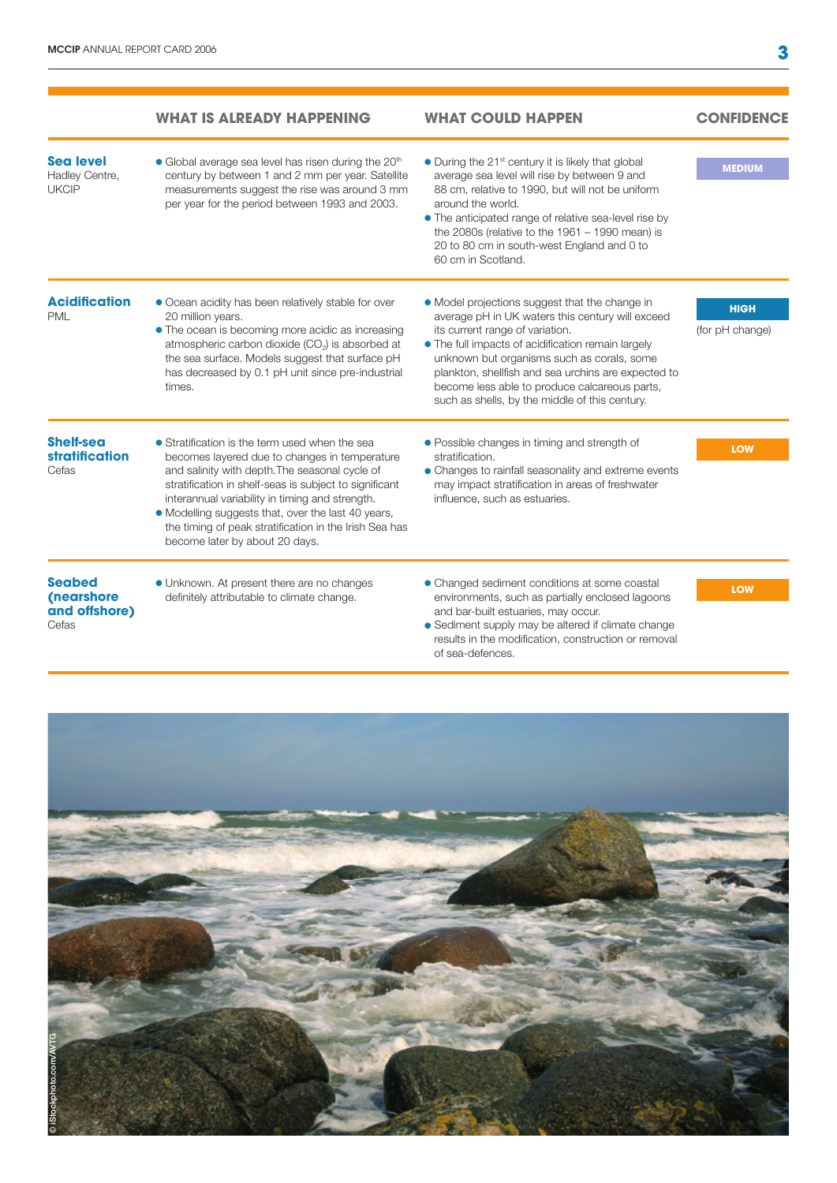| | WHAT IS ALREADY HAPPENING | WHAT COULD HAPPEN | CONFIDENCE |
|---|---|---|---|
| **Sea level** Hadley Centre, UKCIP | • Global average sea level has risen during the 20th century by between 1 and 2 mm per year. Satellite measurements suggest the rise was around 3 mm per year for the period between 1993 and 2003. | • During the 21st century it is likely that global average sea level will rise by between 9 and 88 cm, relative to 1990, but will not be uniform around the world. • The anticipated range of relative sea-level rise by the 2080s (relative to the 1961 – 1990 mean) is 20 to 80 cm in south-west England and 0 to 60 cm in Scotland. | MEDIUM |
| **Acidification** PML | • Ocean acidity has been relatively stable for over 20 million years. • The ocean is becoming more acidic as increasing atmospheric carbon dioxide ($CO_2$) is absorbed at the sea surface. Models suggest that surface pH has decreased by 0.1 pH unit since pre-industrial times. | • Model projections suggest that the change in average pH in UK waters this century will exceed its current range of variation. • The full impacts of acidification remain largely unknown but organisms such as corals, some plankton, shellfish and sea urchins are expected to become less able to produce calcareous parts, such as shells, by the middle of this century. | HIGH (for pH change) |
| **Shelf-sea stratification** Cefas | • Stratification is the term used when the sea becomes layered due to changes in temperature and salinity with depth. The seasonal cycle of stratification in shelf-seas is subject to significant interannual variability in timing and strength. • Modelling suggests that, over the last 40 years, the timing of peak stratification in the Irish Sea has become later by about 20 days. | • Possible changes in timing and strength of stratification. • Changes to rainfall seasonality and extreme events may impact stratification in areas of freshwater influence, such as estuaries. | LOW |
| **Seabed (nearshore and offshore)** Cefas | • Unknown. At present there are no changes definitely attributable to climate change. | • Changed sediment conditions at some coastal environments, such as partially enclosed lagoons and bar-built estuaries, may occur. • Sediment supply may be altered if climate change results in the modification, construction or removal of sea-defences. | LOW |

© iStockphoto.com/AVTG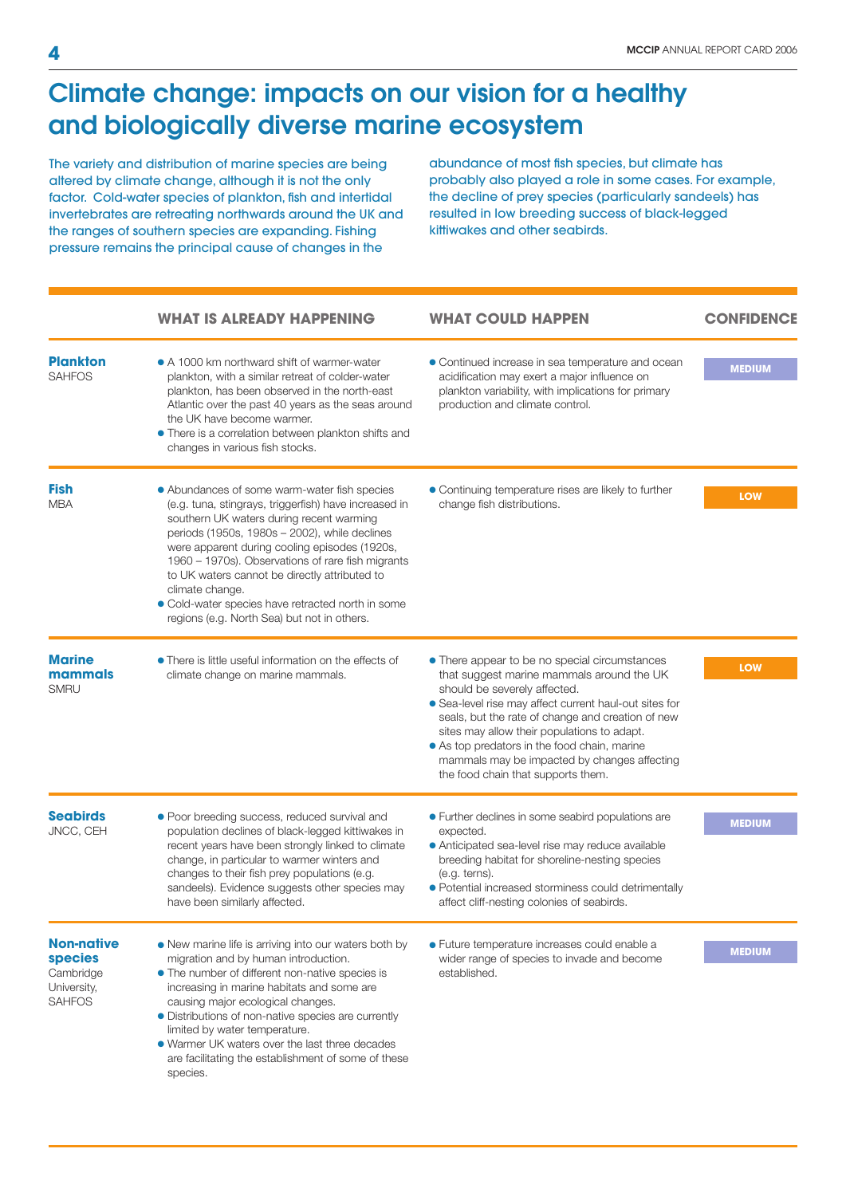// Climate change: impacts on our vision for a healthy and biologically diverse marine ecosystem

# Climate change: impacts on our vision for a healthy and biologically diverse marine ecosystem

The variety and distribution of marine species are being altered by climate change, although it is not the only factor. Cold-water species of plankton, fish and intertidal invertebrates are retreating northwards around the UK and the ranges of southern species are expanding. Fishing pressure remains the principal cause of changes in the abundance of most fish species, but climate has probably also played a role in some cases. For example, the decline of prey species (particularly sandeels) has resulted in low breeding success of black-legged kittiwakes and other seabirds.

| | WHAT IS ALREADY HAPPENING | WHAT COULD HAPPEN | CONFIDENCE |
|---|---|---|---|
| **Plankton** SAHFOS | • A 1000 km northward shift of warmer-water plankton, with a similar retreat of colder-water plankton, has been observed in the north-east Atlantic over the past 40 years as the seas around the UK have become warmer.<br>• There is a correlation between plankton shifts and changes in various fish stocks. | • Continued increase in sea temperature and ocean acidification may exert a major influence on plankton variability, with implications for primary production and climate control. | MEDIUM |
| **Fish** MBA | • Abundances of some warm-water fish species (e.g. tuna, stingrays, triggerfish) have increased in southern UK waters during recent warming periods (1950s, 1980s – 2002), while declines were apparent during cooling episodes (1920s, 1960 – 1970s). Observations of rare fish migrants to UK waters cannot be directly attributed to climate change.<br>• Cold-water species have retracted north in some regions (e.g. North Sea) but not in others. | • Continuing temperature rises are likely to further change fish distributions. | LOW |
| **Marine mammals** SMRU | • There is little useful information on the effects of climate change on marine mammals. | • There appear to be no special circumstances that suggest marine mammals around the UK should be severely affected.<br>• Sea-level rise may affect current haul-out sites for seals, but the rate of change and creation of new sites may allow their populations to adapt.<br>• As top predators in the food chain, marine mammals may be impacted by changes affecting the food chain that supports them. | LOW |
| **Seabirds** JNCC, CEH | • Poor breeding success, reduced survival and population declines of black-legged kittiwakes in recent years have been strongly linked to climate change, in particular to warmer winters and changes to their fish prey populations (e.g. sandeels). Evidence suggests other species may have been similarly affected. | • Further declines in some seabird populations are expected.<br>• Anticipated sea-level rise may reduce available breeding habitat for shoreline-nesting species (e.g. terns).<br>• Potential increased storminess could detrimentally affect cliff-nesting colonies of seabirds. | MEDIUM |
| **Non-native species** Cambridge University, SAHFOS | • New marine life is arriving into our waters both by migration and by human introduction.<br>• The number of different non-native species is increasing in marine habitats and some are causing major ecological changes.<br>• Distributions of non-native species are currently limited by water temperature.<br>• Warmer UK waters over the last three decades are facilitating the establishment of some of these species. | • Future temperature increases could enable a wider range of species to invade and become established. | MEDIUM |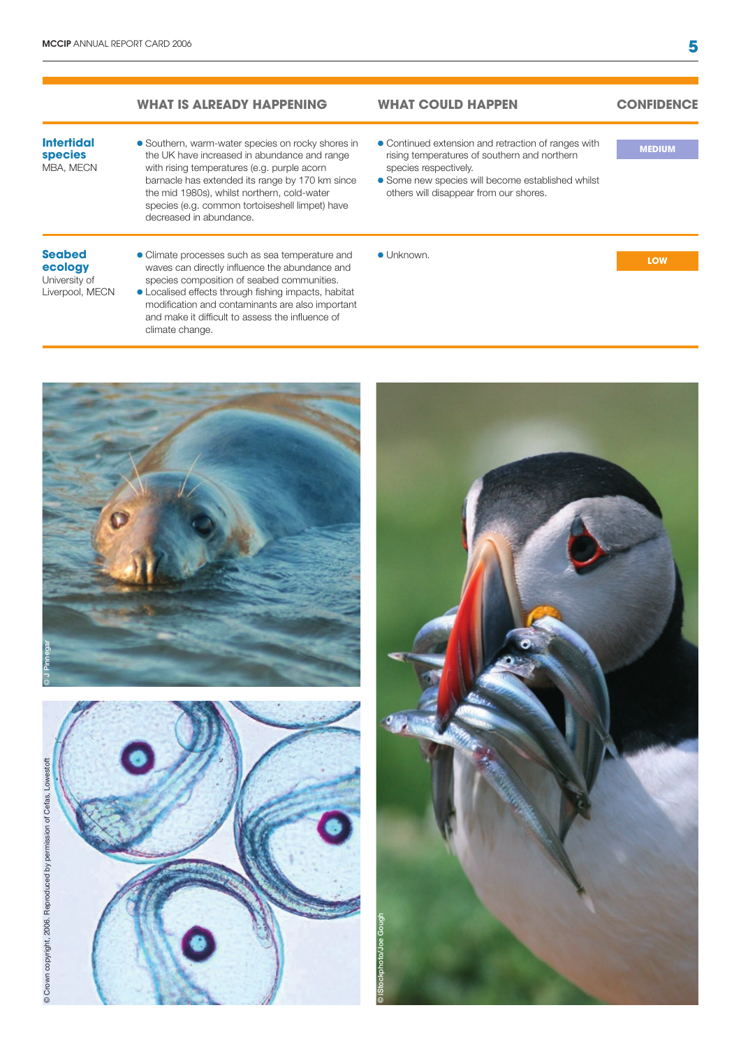| | WHAT IS ALREADY HAPPENING | WHAT COULD HAPPEN | CONFIDENCE |
|---|---|---|---|
| **Intertidal species** MBA, MECN | • Southern, warm-water species on rocky shores in the UK have increased in abundance and range with rising temperatures (e.g. purple acorn barnacle has extended its range by 170 km since the mid 1980s), whilst northern, cold-water species (e.g. common tortoiseshell limpet) have decreased in abundance. | • Continued extension and retraction of ranges with rising temperatures of southern and northern species respectively. • Some new species will become established whilst others will disappear from our shores. | MEDIUM |
| **Seabed ecology** University of Liverpool, MECN | • Climate processes such as sea temperature and waves can directly influence the abundance and species composition of seabed communities. • Localised effects through fishing impacts, habitat modification and contaminants are also important and make it difficult to assess the influence of climate change. | • Unknown. | LOW |

© J Pinnegar

© Crown copyright, 2006. Reproduced by permission of Cefas, Lowestoft

© iStockphoto/Joe Gough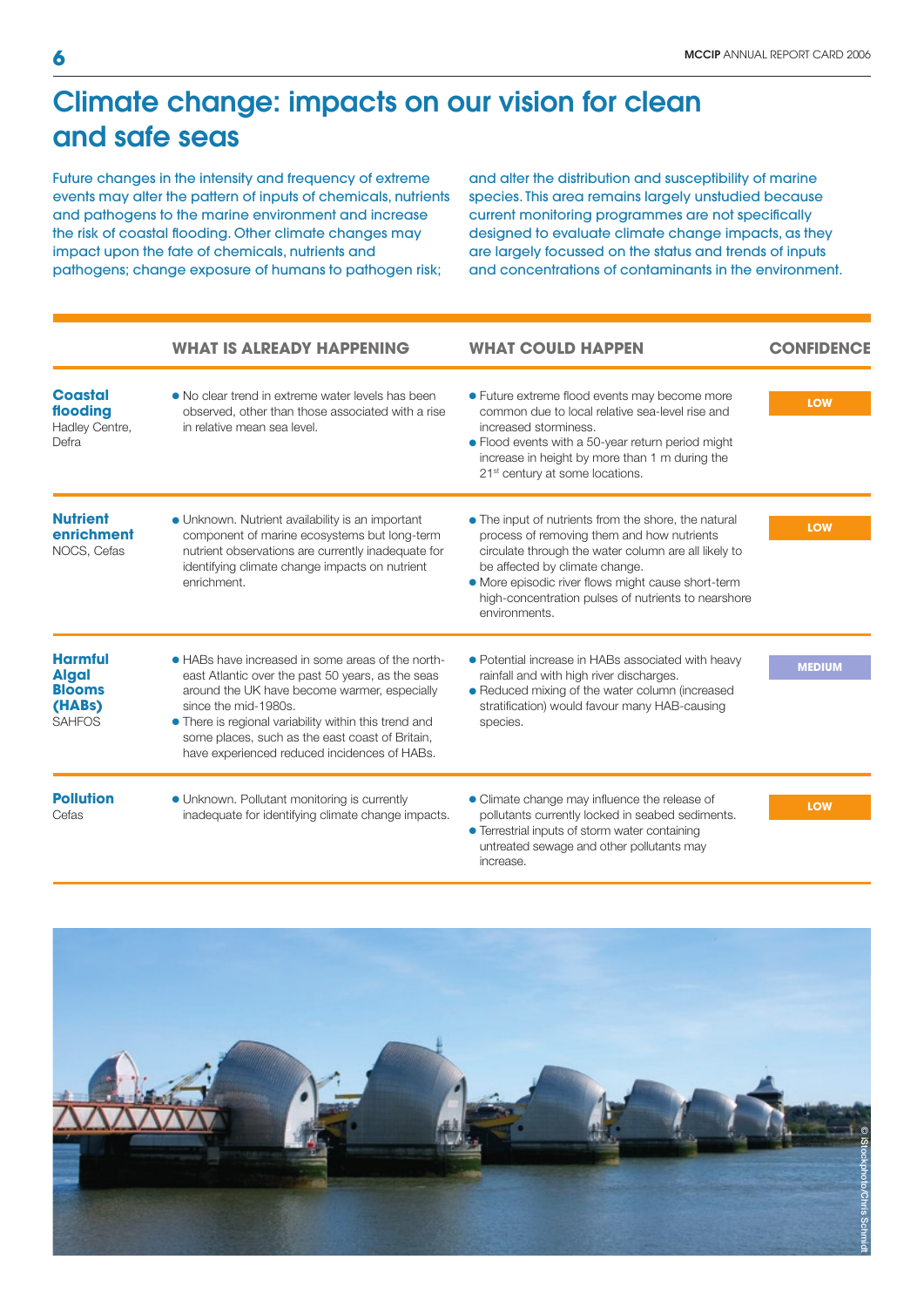# Climate change: impacts on our vision for clean and safe seas

Future changes in the intensity and frequency of extreme events may alter the pattern of inputs of chemicals, nutrients and pathogens to the marine environment and increase the risk of coastal flooding. Other climate changes may impact upon the fate of chemicals, nutrients and pathogens; change exposure of humans to pathogen risk; and alter the distribution and susceptibility of marine species. This area remains largely unstudied because current monitoring programmes are not specifically designed to evaluate climate change impacts, as they are largely focussed on the status and trends of inputs and concentrations of contaminants in the environment.

| | WHAT IS ALREADY HAPPENING | WHAT COULD HAPPEN | CONFIDENCE |
|---|---|---|---|
| **Coastal flooding** Hadley Centre, Defra | • No clear trend in extreme water levels has been observed, other than those associated with a rise in relative mean sea level. | • Future extreme flood events may become more common due to local relative sea-level rise and increased storminess. • Flood events with a 50-year return period might increase in height by more than 1 m during the 21st century at some locations. | LOW |
| **Nutrient enrichment** NOCS, Cefas | • Unknown. Nutrient availability is an important component of marine ecosystems but long-term nutrient observations are currently inadequate for identifying climate change impacts on nutrient enrichment. | • The input of nutrients from the shore, the natural process of removing them and how nutrients circulate through the water column are all likely to be affected by climate change. • More episodic river flows might cause short-term high-concentration pulses of nutrients to nearshore environments. | LOW |
| **Harmful Algal Blooms (HABs)** SAHFOS | • HABs have increased in some areas of the north-east Atlantic over the past 50 years, as the seas around the UK have become warmer, especially since the mid-1980s. • There is regional variability within this trend and some places, such as the east coast of Britain, have experienced reduced incidences of HABs. | • Potential increase in HABs associated with heavy rainfall and with high river discharges. • Reduced mixing of the water column (increased stratification) would favour many HAB-causing species. | MEDIUM |
| **Pollution** Cefas | • Unknown. Pollutant monitoring is currently inadequate for identifying climate change impacts. | • Climate change may influence the release of pollutants currently locked in seabed sediments. • Terrestrial inputs of storm water containing untreated sewage and other pollutants may increase. | LOW |

© iStockphoto/Chris Schmidt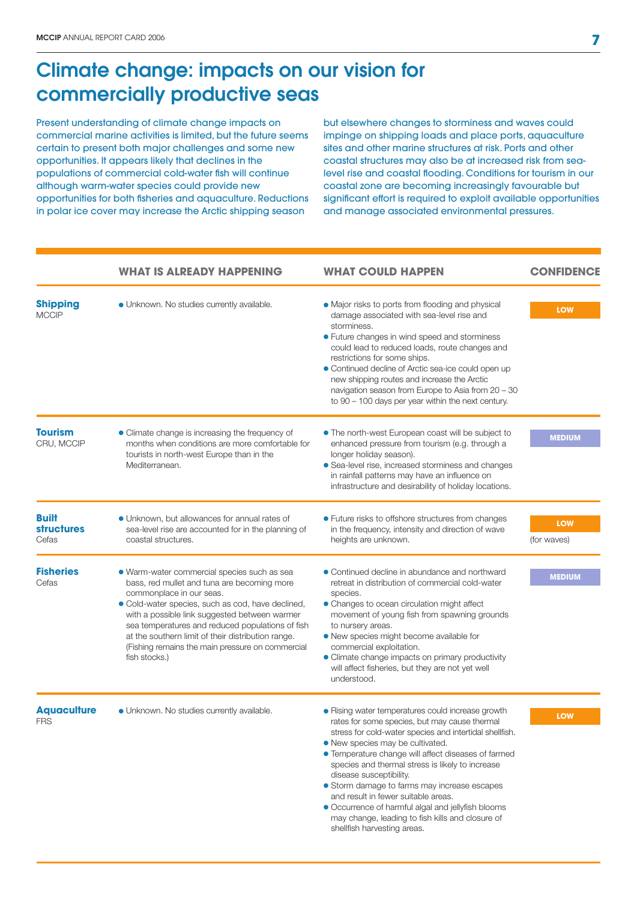# Climate change: impacts on our vision for commercially productive seas

Present understanding of climate change impacts on commercial marine activities is limited, but the future seems certain to present both major challenges and some new opportunities. It appears likely that declines in the populations of commercial cold-water fish will continue although warm-water species could provide new opportunities for both fisheries and aquaculture. Reductions in polar ice cover may increase the Arctic shipping season but elsewhere changes to storminess and waves could impinge on shipping loads and place ports, aquaculture sites and other marine structures at risk. Ports and other coastal structures may also be at increased risk from sea-level rise and coastal flooding. Conditions for tourism in our coastal zone are becoming increasingly favourable but significant effort is required to exploit available opportunities and manage associated environmental pressures.

| | WHAT IS ALREADY HAPPENING | WHAT COULD HAPPEN | CONFIDENCE |
|---|---|---|---|
| **Shipping** MCCIP | • Unknown. No studies currently available. | • Major risks to ports from flooding and physical damage associated with sea-level rise and storminess.<br>• Future changes in wind speed and storminess could lead to reduced loads, route changes and restrictions for some ships.<br>• Continued decline of Arctic sea-ice could open up new shipping routes and increase the Arctic navigation season from Europe to Asia from 20 – 30 to 90 – 100 days per year within the next century. | LOW |
| **Tourism** CRU, MCCIP | • Climate change is increasing the frequency of months when conditions are more comfortable for tourists in north-west Europe than in the Mediterranean. | • The north-west European coast will be subject to enhanced pressure from tourism (e.g. through a longer holiday season).<br>• Sea-level rise, increased storminess and changes in rainfall patterns may have an influence on infrastructure and desirability of holiday locations. | MEDIUM |
| **Built structures** Cefas | • Unknown, but allowances for annual rates of sea-level rise are accounted for in the planning of coastal structures. | • Future risks to offshore structures from changes in the frequency, intensity and direction of wave heights are unknown. | LOW (for waves) |
| **Fisheries** Cefas | • Warm-water commercial species such as sea bass, red mullet and tuna are becoming more commonplace in our seas.<br>• Cold-water species, such as cod, have declined, with a possible link suggested between warmer sea temperatures and reduced populations of fish at the southern limit of their distribution range. (Fishing remains the main pressure on commercial fish stocks.) | • Continued decline in abundance and northward retreat in distribution of commercial cold-water species.<br>• Changes to ocean circulation might affect movement of young fish from spawning grounds to nursery areas.<br>• New species might become available for commercial exploitation.<br>• Climate change impacts on primary productivity will affect fisheries, but they are not yet well understood. | MEDIUM |
| **Aquaculture** FRS | • Unknown. No studies currently available. | • Rising water temperatures could increase growth rates for some species, but may cause thermal stress for cold-water species and intertidal shellfish.<br>• New species may be cultivated.<br>• Temperature change will affect diseases of farmed species and thermal stress is likely to increase disease susceptibility.<br>• Storm damage to farms may increase escapes and result in fewer suitable areas.<br>• Occurrence of harmful algal and jellyfish blooms may change, leading to fish kills and closure of shellfish harvesting areas. | LOW |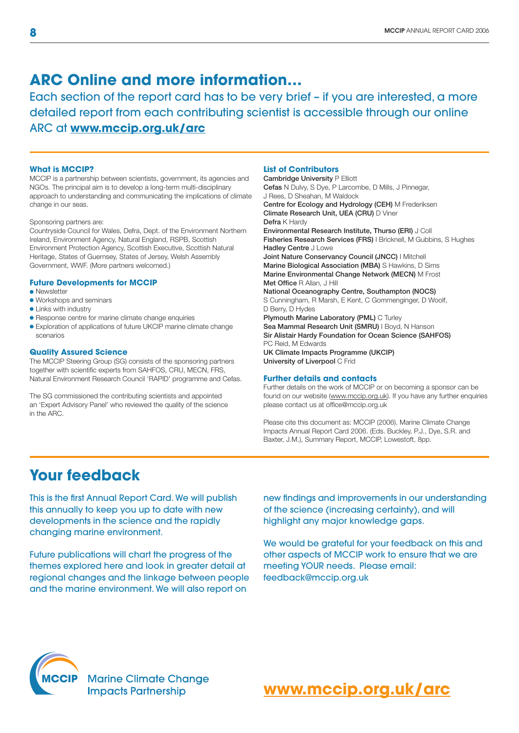# ARC Online and more information...

Each section of the report card has to be very brief – if you are interested, a more detailed report from each contributing scientist is accessible through our online ARC at **www.mccip.org.uk/arc**

### What is MCCIP?

MCCIP is a partnership between scientists, government, its agencies and NGOs. The principal aim is to develop a long-term multi-disciplinary approach to understanding and communicating the implications of climate change in our seas.

Sponsoring partners are:
Countryside Council for Wales, Defra, Dept. of the Environment Northern Ireland, Environment Agency, Natural England, RSPB, Scottish Environment Protection Agency, Scottish Executive, Scottish Natural Heritage, States of Guernsey, States of Jersey, Welsh Assembly Government, WWF. (More partners welcomed.)

### Future Developments for MCCIP

- Newsletter
- Workshops and seminars
- Links with industry
- Response centre for marine climate change enquiries
- Exploration of applications of future UKCIP marine climate change scenarios

### Quality Assured Science

The MCCIP Steering Group (SG) consists of the sponsoring partners together with scientific experts from SAHFOS, CRU, MECN, FRS, Natural Environment Research Council 'RAPID' programme and Cefas.

The SG commissioned the contributing scientists and appointed an 'Expert Advisory Panel' who reviewed the quality of the science in the ARC.

### List of Contributors

**Cambridge University** P Elliott
**Cefas** N Dulvy, S Dye, P Larcombe, D Mills, J Pinnegar, J Rees, D Sheahan, M Waldock
**Centre for Ecology and Hydrology (CEH)** M Frederiksen
**Climate Research Unit, UEA (CRU)** D Viner
**Defra** K Hardy
**Environmental Research Institute, Thurso (ERI)** J Coll
**Fisheries Research Services (FRS)** I Bricknell, M Gubbins, S Hughes
**Hadley Centre** J Lowe
**Joint Nature Conservancy Council (JNCC)** I Mitchell
**Marine Biological Association (MBA)** S Hawkins, D Sims
**Marine Environmental Change Network (MECN)** M Frost
**Met Office** R Allan, J Hill
**National Oceanography Centre, Southampton (NOCS)** S Cunningham, R Marsh, E Kent, C Gommenginger, D Woolf, D Berry, D Hydes
**Plymouth Marine Laboratory (PML)** C Turley
**Sea Mammal Research Unit (SMRU)** I Boyd, N Hanson
**Sir Alistair Hardy Foundation for Ocean Science (SAHFOS)** PC Reid, M Edwards
**UK Climate Impacts Programme (UKCIP)**
**University of Liverpool** C Frid

### Further details and contacts

Further details on the work of MCCIP or on becoming a sponsor can be found on our website (www.mccip.org.uk). If you have any further enquiries please contact us at office@mccip.org.uk

Please cite this document as: MCCIP (2006). Marine Climate Change Impacts Annual Report Card 2006. (Eds. Buckley, P.J., Dye, S.R. and Baxter, J.M.), Summary Report, MCCIP, Lowestoft, 8pp.

# Your feedback

This is the first Annual Report Card. We will publish this annually to keep you up to date with new developments in the science and the rapidly changing marine environment.

Future publications will chart the progress of the themes explored here and look in greater detail at regional changes and the linkage between people and the marine environment. We will also report on new findings and improvements in our understanding of the science (increasing certainty), and will highlight any major knowledge gaps.

We would be grateful for your feedback on this and other aspects of MCCIP work to ensure that we are meeting YOUR needs. Please email: feedback@mccip.org.uk

MCCIP Marine Climate Change Impacts Partnership

**www.mccip.org.uk/arc**